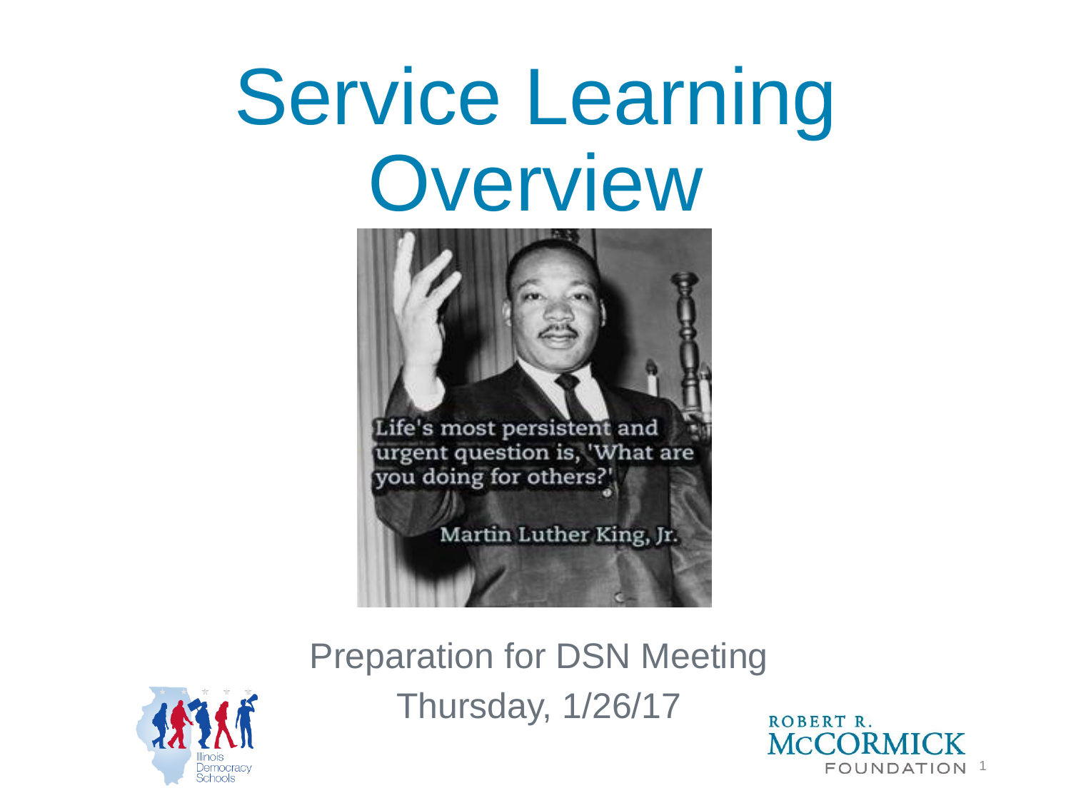# Service Learning Overview

Life's most persistent and urgent question is, 'What are you doing for others?'

Martin Luther King, Jr.

Preparation for DSN Meeting

Thursday, 1/26/17

Illinois Democracy Schools

ROBERT R. McCORMICK FOUNDATION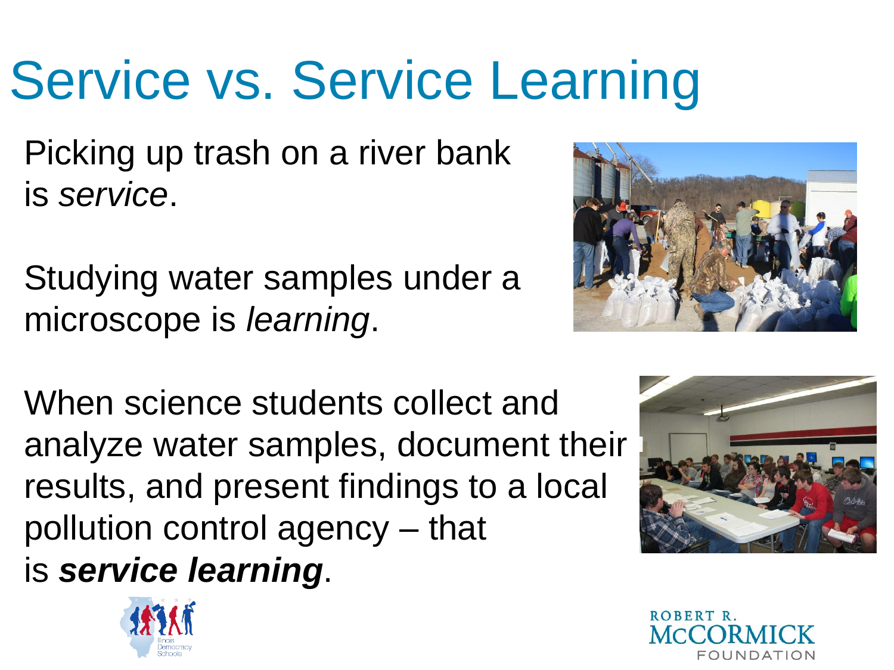# Service vs. Service Learning

Picking up trash on a river bank is *service*.

Studying water samples under a microscope is *learning*.

When science students collect and analyze water samples, document their results, and present findings to a local pollution control agency – that is ***service learning***.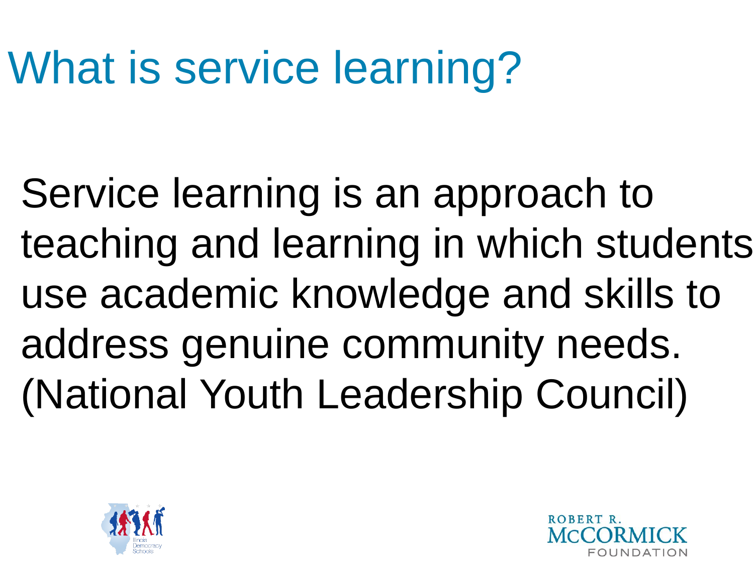# What is service learning?

Service learning is an approach to teaching and learning in which students use academic knowledge and skills to address genuine community needs. (National Youth Leadership Council)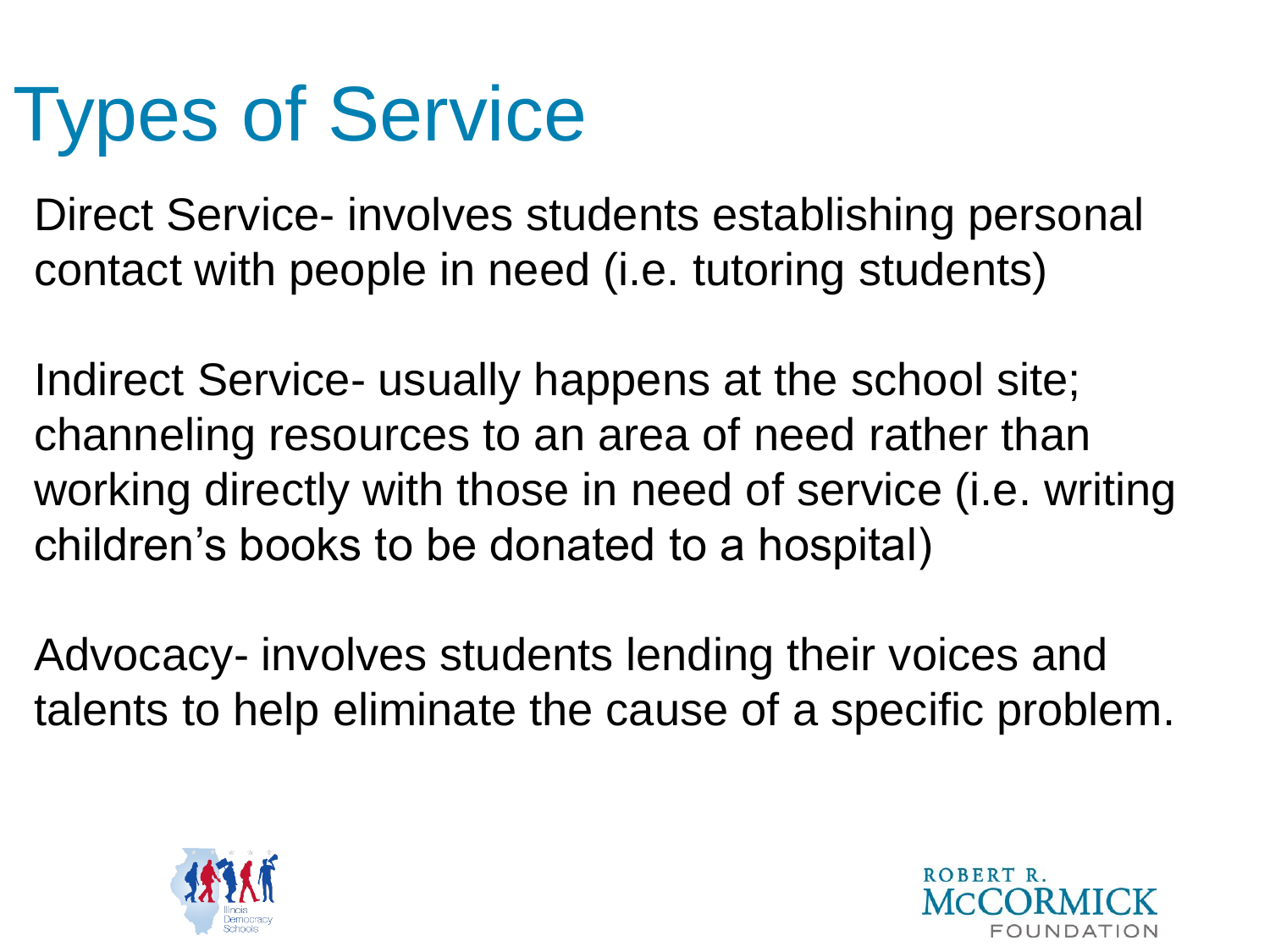# Types of Service

Direct Service- involves students establishing personal contact with people in need (i.e. tutoring students)

Indirect Service- usually happens at the school site; channeling resources to an area of need rather than working directly with those in need of service (i.e. writing children's books to be donated to a hospital)

Advocacy- involves students lending their voices and talents to help eliminate the cause of a specific problem.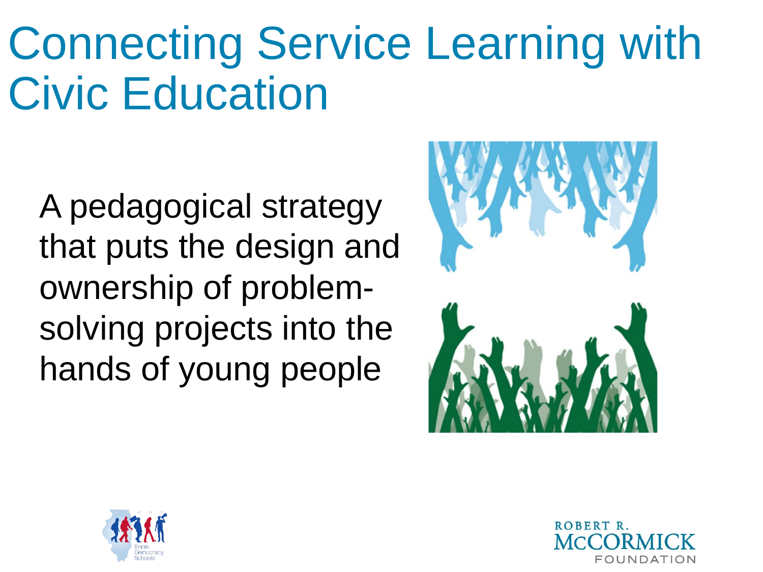# Connecting Service Learning with Civic Education

A pedagogical strategy that puts the design and ownership of problem-solving projects into the hands of young people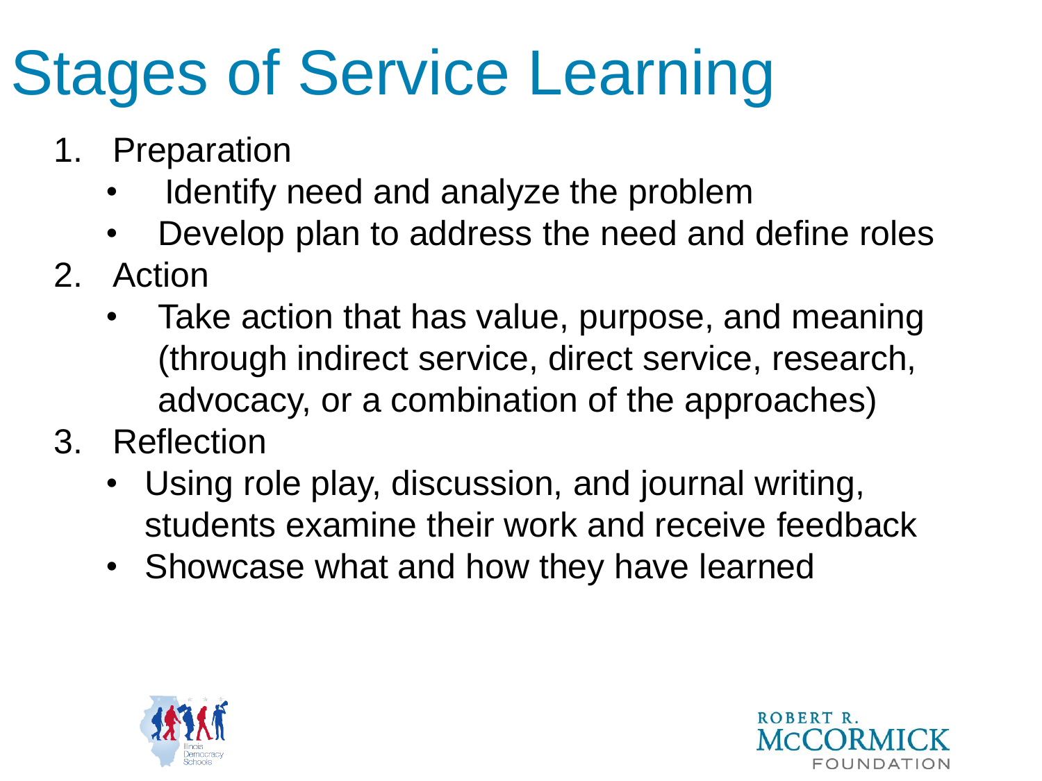# Stages of Service Learning

1. Preparation
   - Identify need and analyze the problem
   - Develop plan to address the need and define roles
2. Action
   - Take action that has value, purpose, and meaning (through indirect service, direct service, research, advocacy, or a combination of the approaches)
3. Reflection
   - Using role play, discussion, and journal writing, students examine their work and receive feedback
   - Showcase what and how they have learned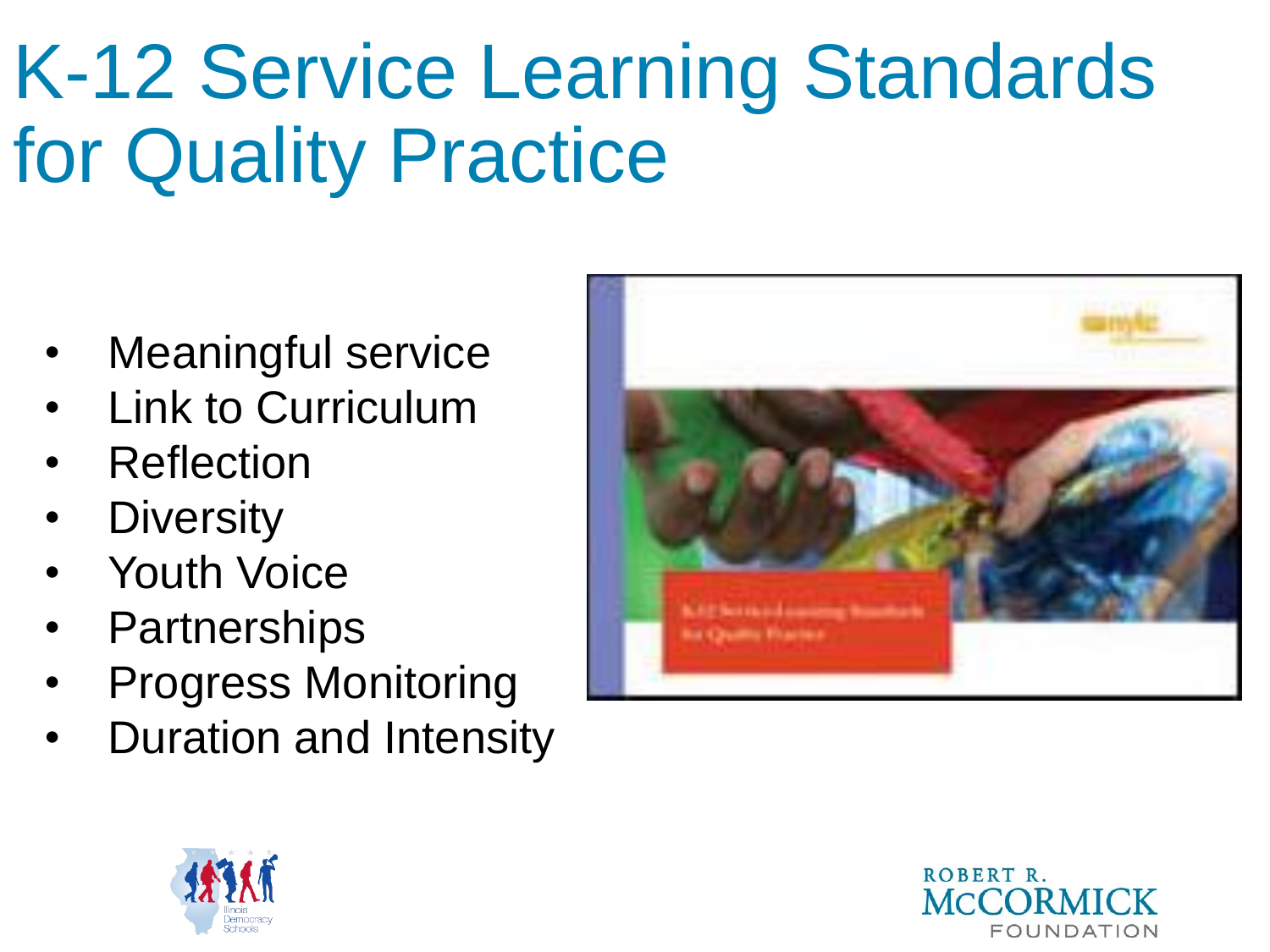# K-12 Service Learning Standards for Quality Practice

- Meaningful service
- Link to Curriculum
- Reflection
- Diversity
- Youth Voice
- Partnerships
- Progress Monitoring
- Duration and Intensity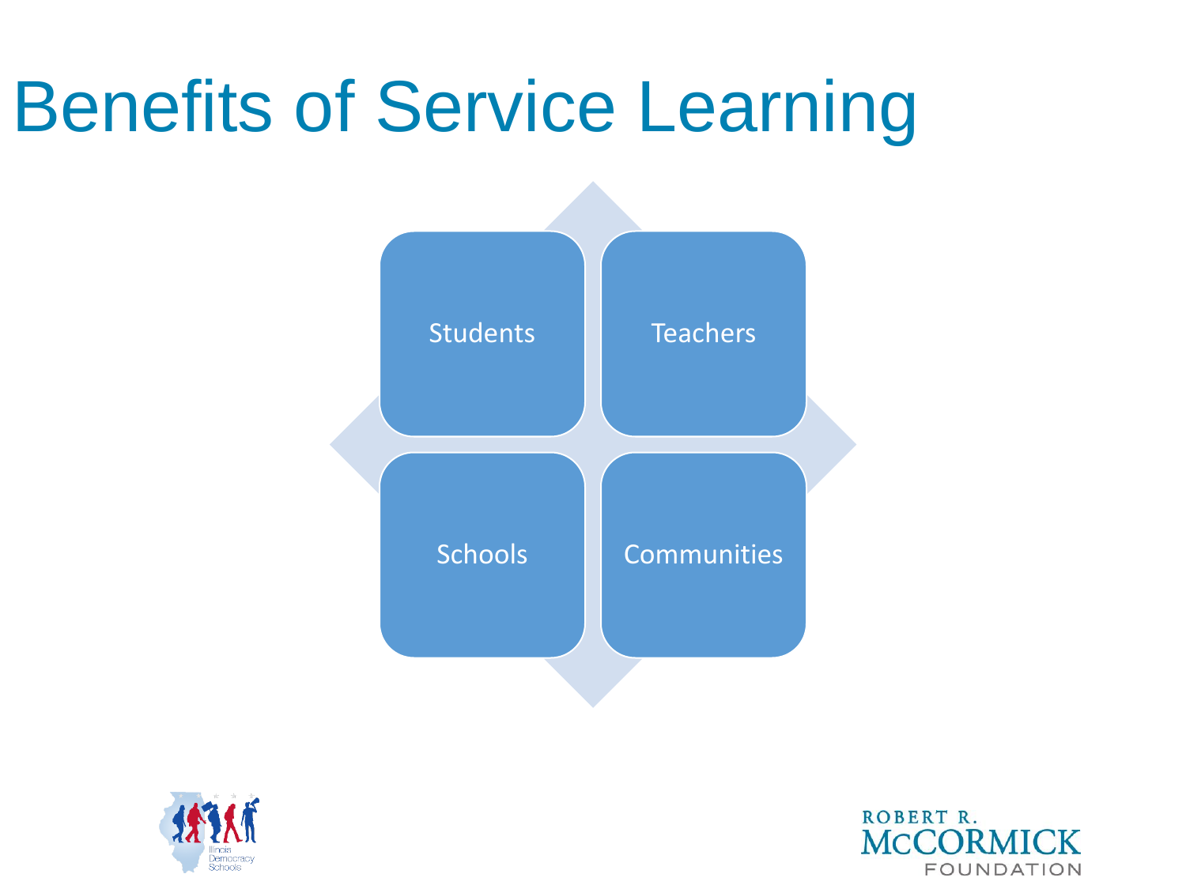# Benefits of Service Learning

- Students
- Teachers
- Schools
- Communities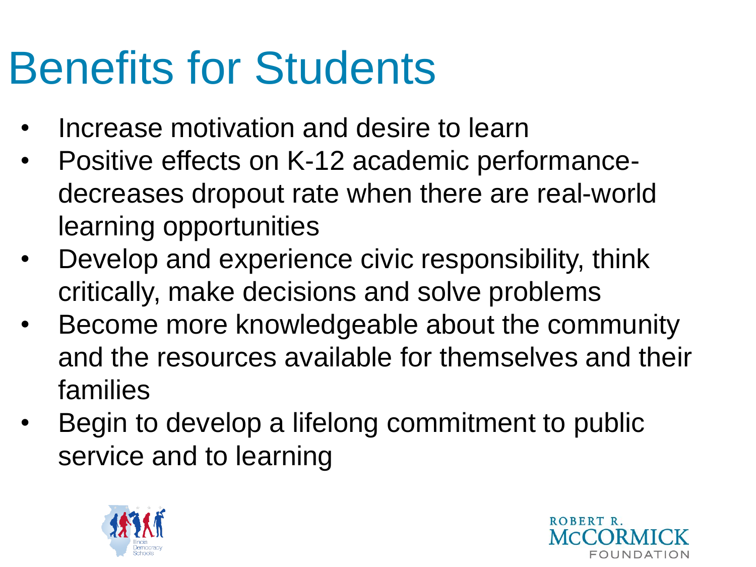# Benefits for Students

- Increase motivation and desire to learn
- Positive effects on K-12 academic performance- decreases dropout rate when there are real-world learning opportunities
- Develop and experience civic responsibility, think critically, make decisions and solve problems
- Become more knowledgeable about the community and the resources available for themselves and their families
- Begin to develop a lifelong commitment to public service and to learning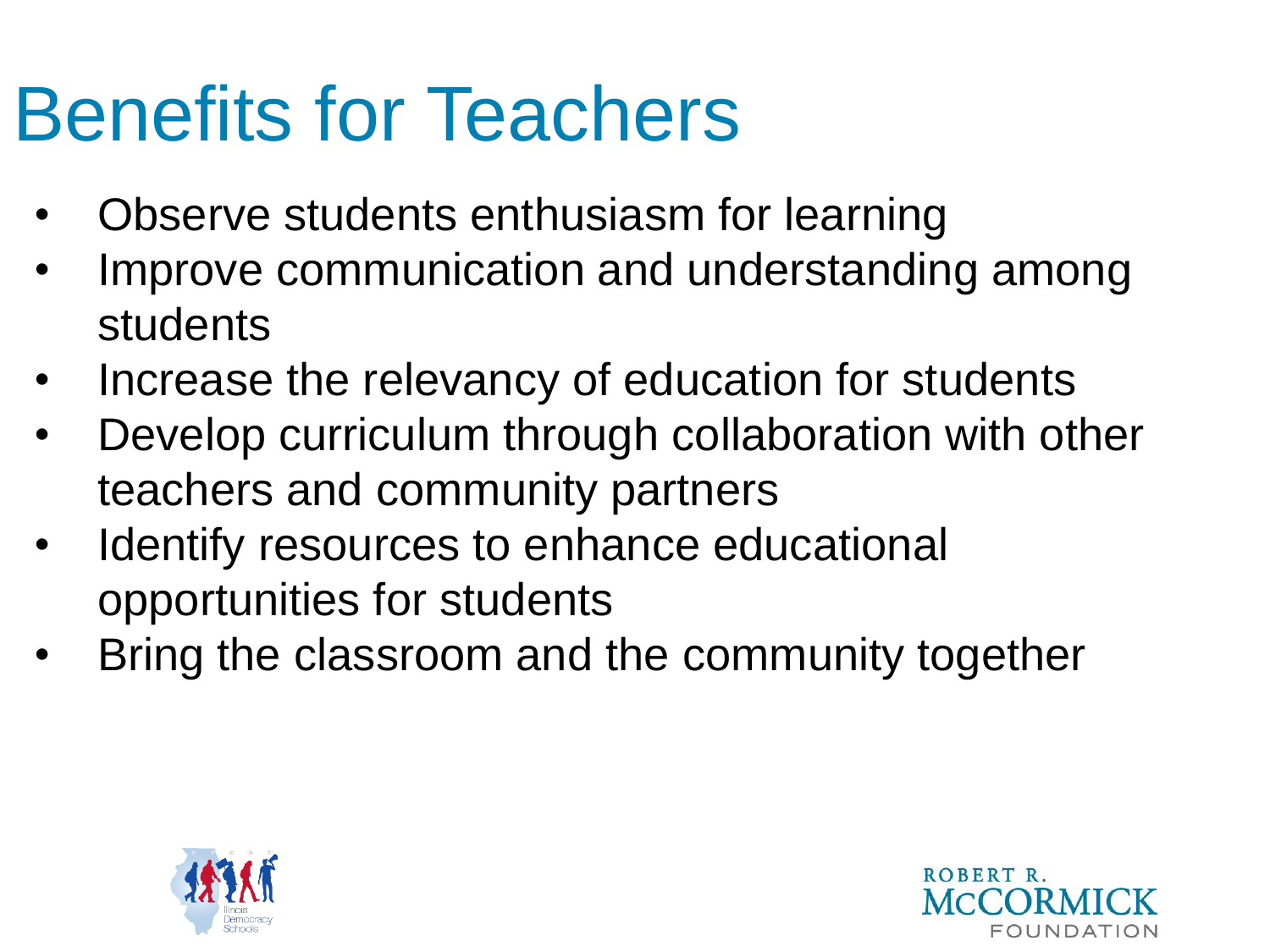# Benefits for Teachers

- Observe students enthusiasm for learning
- Improve communication and understanding among students
- Increase the relevancy of education for students
- Develop curriculum through collaboration with other teachers and community partners
- Identify resources to enhance educational opportunities for students
- Bring the classroom and the community together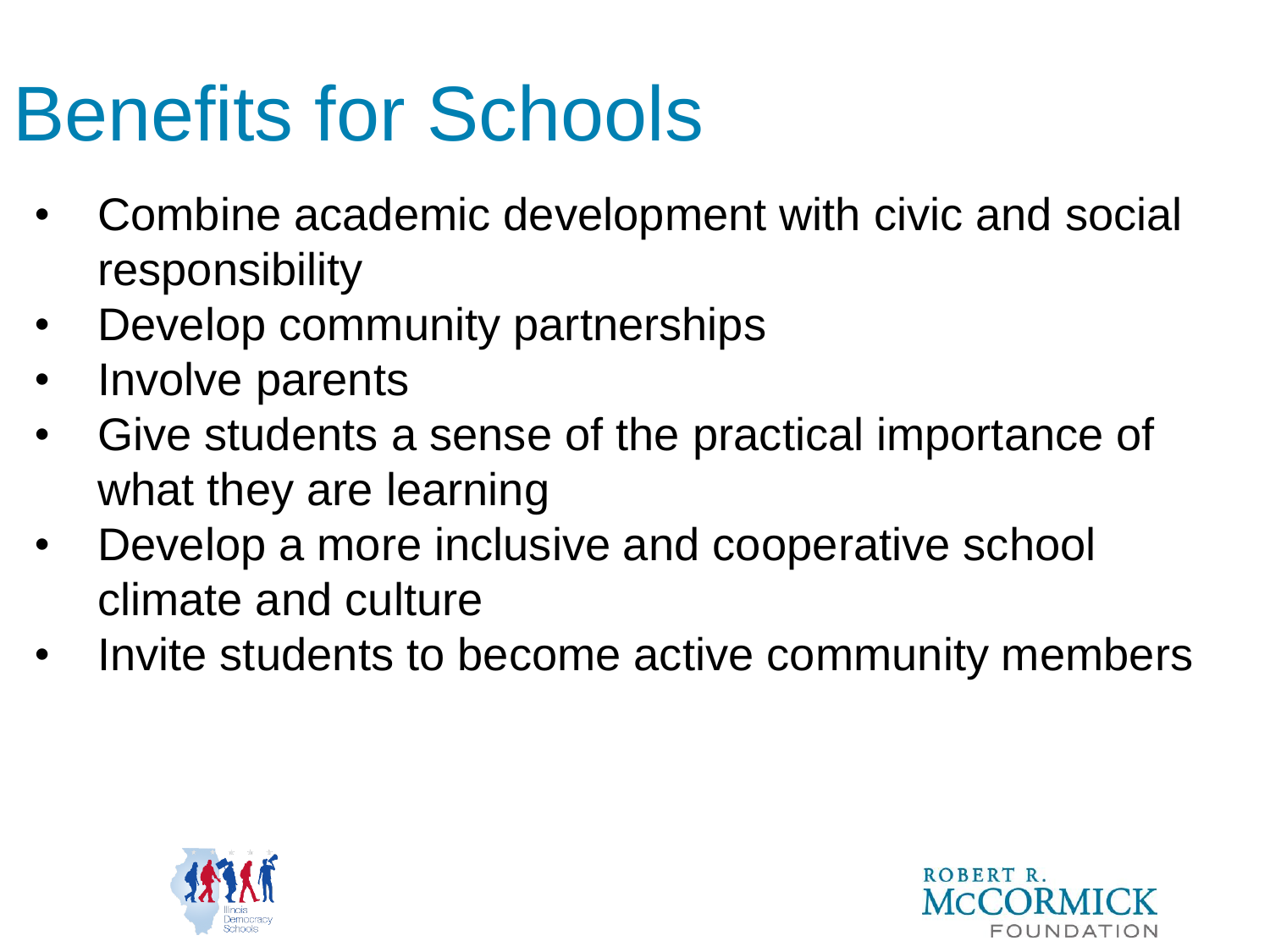# Benefits for Schools

- Combine academic development with civic and social responsibility
- Develop community partnerships
- Involve parents
- Give students a sense of the practical importance of what they are learning
- Develop a more inclusive and cooperative school climate and culture
- Invite students to become active community members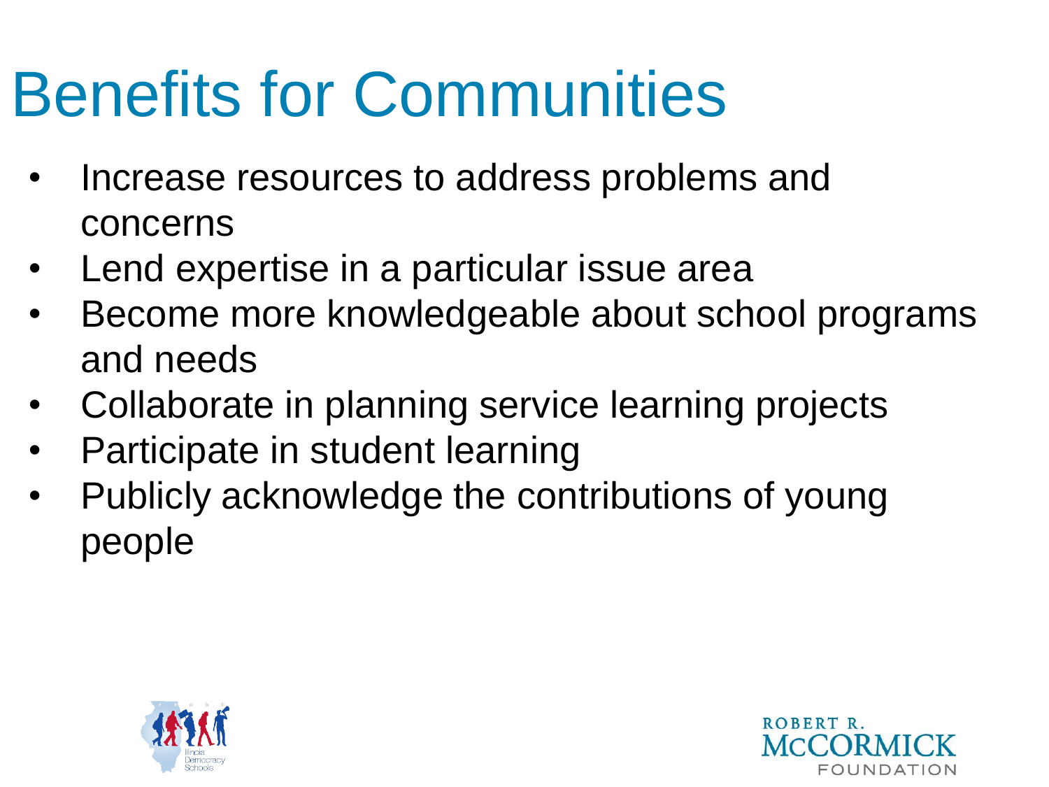# Benefits for Communities

- Increase resources to address problems and concerns
- Lend expertise in a particular issue area
- Become more knowledgeable about school programs and needs
- Collaborate in planning service learning projects
- Participate in student learning
- Publicly acknowledge the contributions of young people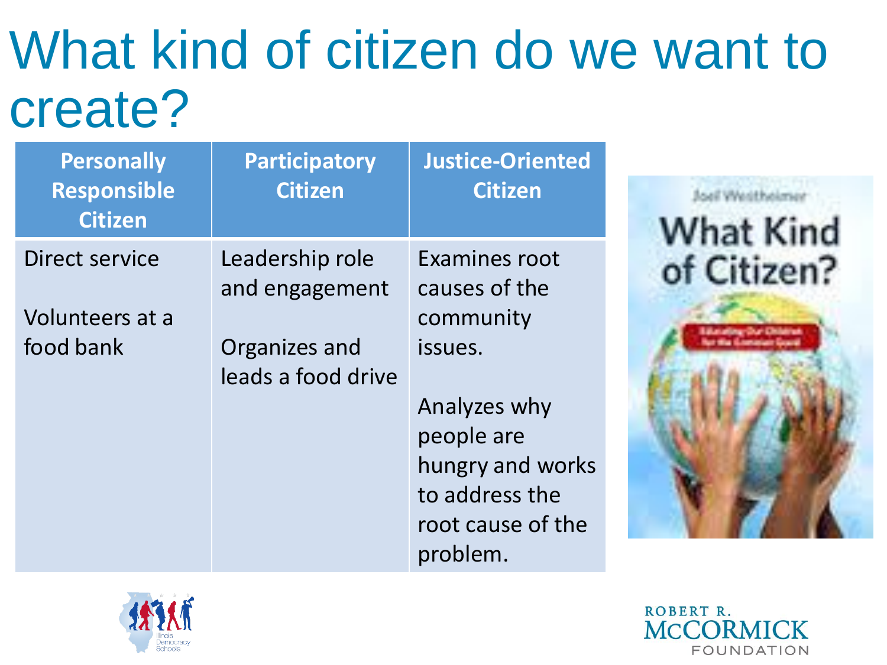# What kind of citizen do we want to create?

| Personally Responsible Citizen | Participatory Citizen | Justice-Oriented Citizen |
|---|---|---|
| Direct service<br><br>Volunteers at a food bank | Leadership role and engagement<br><br>Organizes and leads a food drive | Examines root causes of the community issues.<br><br>Analyzes why people are hungry and works to address the root cause of the problem. |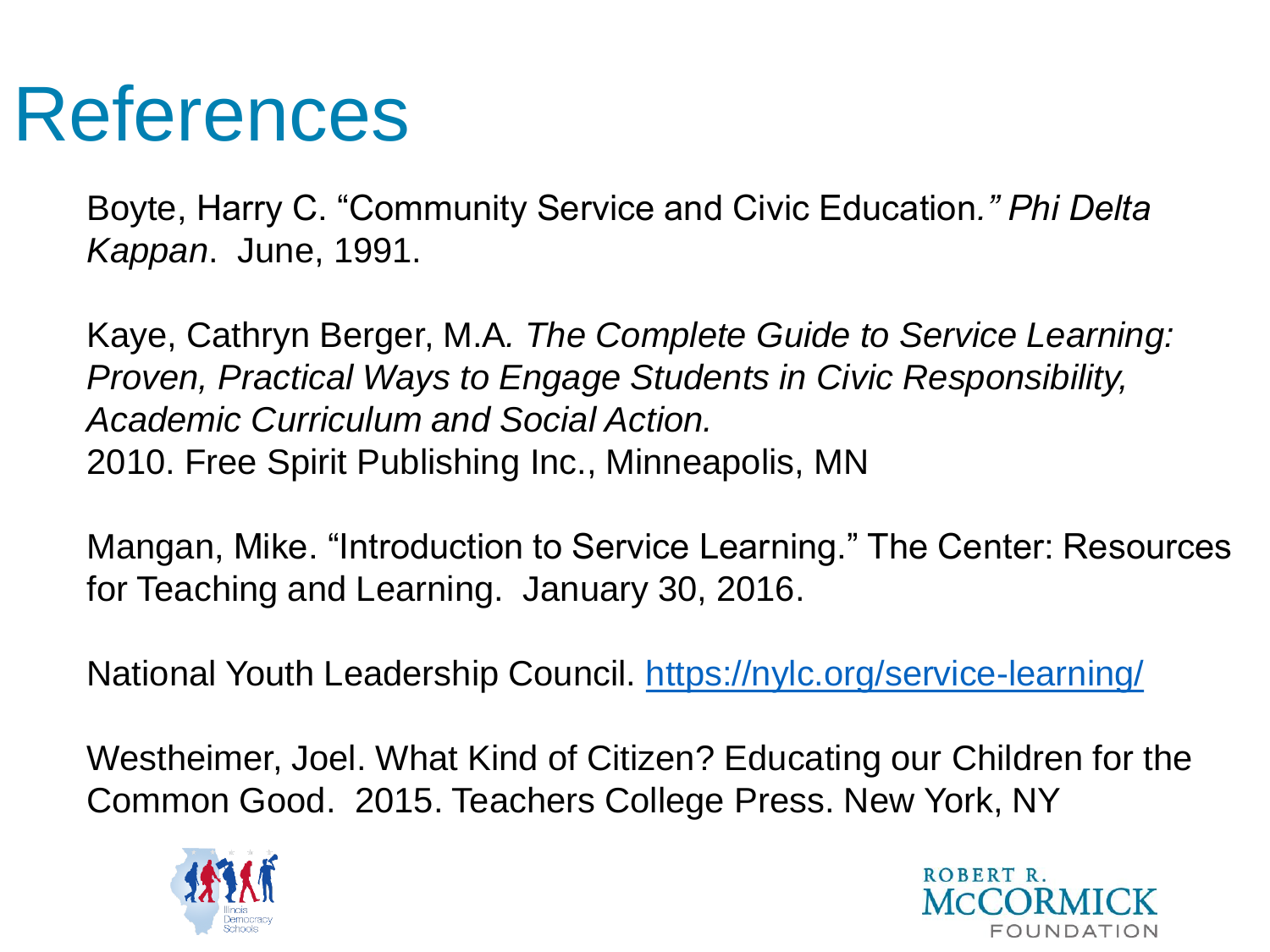# References

Boyte, Harry C. "Community Service and Civic Education*." Phi Delta Kappan*. June, 1991.

Kaye, Cathryn Berger, M.A*. The Complete Guide to Service Learning: Proven, Practical Ways to Engage Students in Civic Responsibility, Academic Curriculum and Social Action.*
2010. Free Spirit Publishing Inc., Minneapolis, MN

Mangan, Mike. "Introduction to Service Learning." The Center: Resources for Teaching and Learning. January 30, 2016.

National Youth Leadership Council. [https://nylc.org/service-learning/](https://nylc.org/service-learning/)

Westheimer, Joel. What Kind of Citizen? Educating our Children for the Common Good. 2015. Teachers College Press. New York, NY

Illinois Democracy Schools

ROBERT R. McCORMICK FOUNDATION